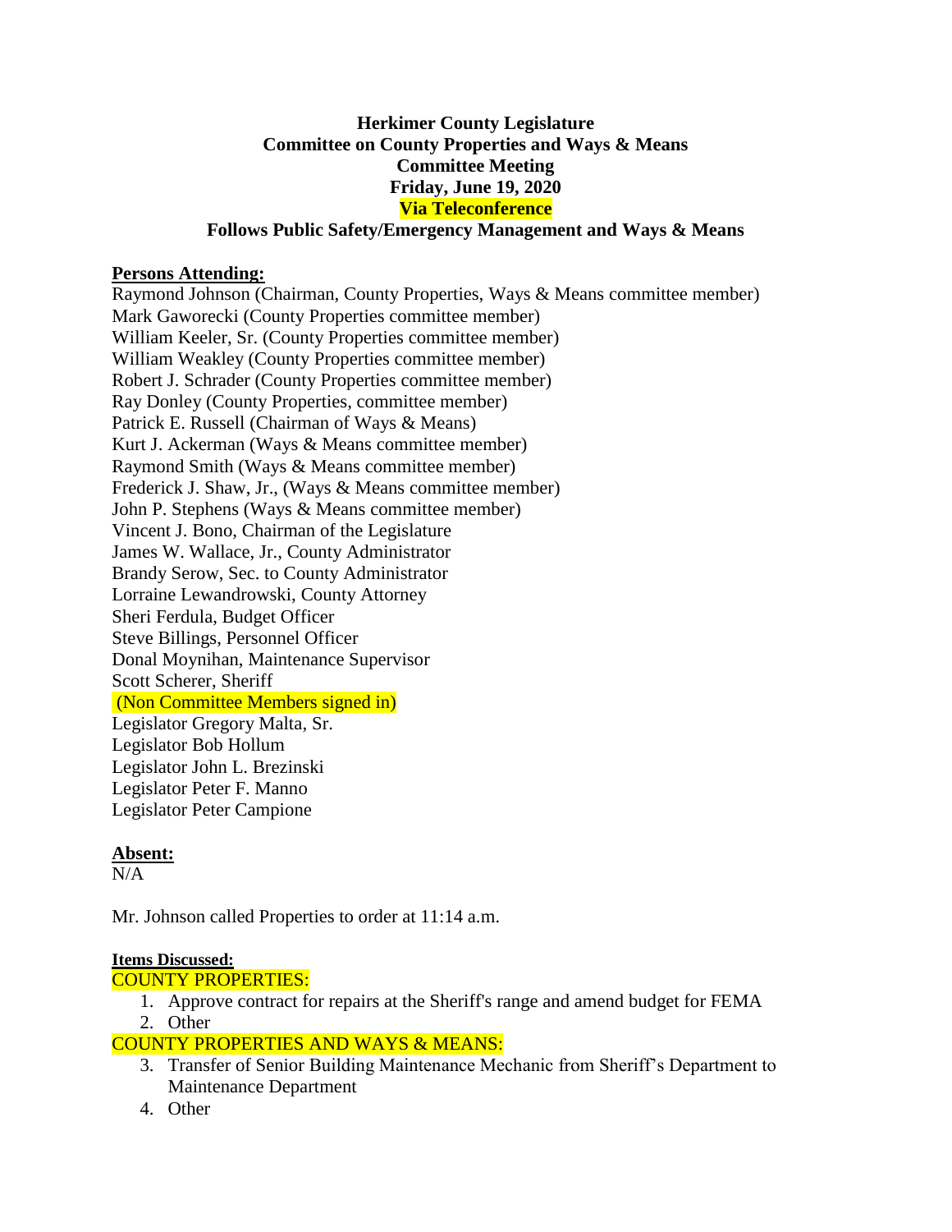**Herkimer County Legislature**
**Committee on County Properties and Ways & Means**
**Committee Meeting**
**Friday, June 19, 2020**
**Via Teleconference**
**Follows Public Safety/Emergency Management and Ways & Means**

**Persons Attending:**

Raymond Johnson (Chairman, County Properties, Ways & Means committee member)
Mark Gaworecki (County Properties committee member)
William Keeler, Sr. (County Properties committee member)
William Weakley (County Properties committee member)
Robert J. Schrader (County Properties committee member)
Ray Donley (County Properties, committee member)
Patrick E. Russell (Chairman of Ways & Means)
Kurt J. Ackerman (Ways & Means committee member)
Raymond Smith (Ways & Means committee member)
Frederick J. Shaw, Jr., (Ways & Means committee member)
John P. Stephens (Ways & Means committee member)
Vincent J. Bono, Chairman of the Legislature
James W. Wallace, Jr., County Administrator
Brandy Serow, Sec. to County Administrator
Lorraine Lewandrowski, County Attorney
Sheri Ferdula, Budget Officer
Steve Billings, Personnel Officer
Donal Moynihan, Maintenance Supervisor
Scott Scherer, Sheriff
(Non Committee Members signed in)
Legislator Gregory Malta, Sr.
Legislator Bob Hollum
Legislator John L. Brezinski
Legislator Peter F. Manno
Legislator Peter Campione

**Absent:**

N/A

Mr. Johnson called Properties to order at 11:14 a.m.

**Items Discussed:**

COUNTY PROPERTIES:

1. Approve contract for repairs at the Sheriff's range and amend budget for FEMA
2. Other

COUNTY PROPERTIES AND WAYS & MEANS:

3. Transfer of Senior Building Maintenance Mechanic from Sheriff's Department to Maintenance Department
4. Other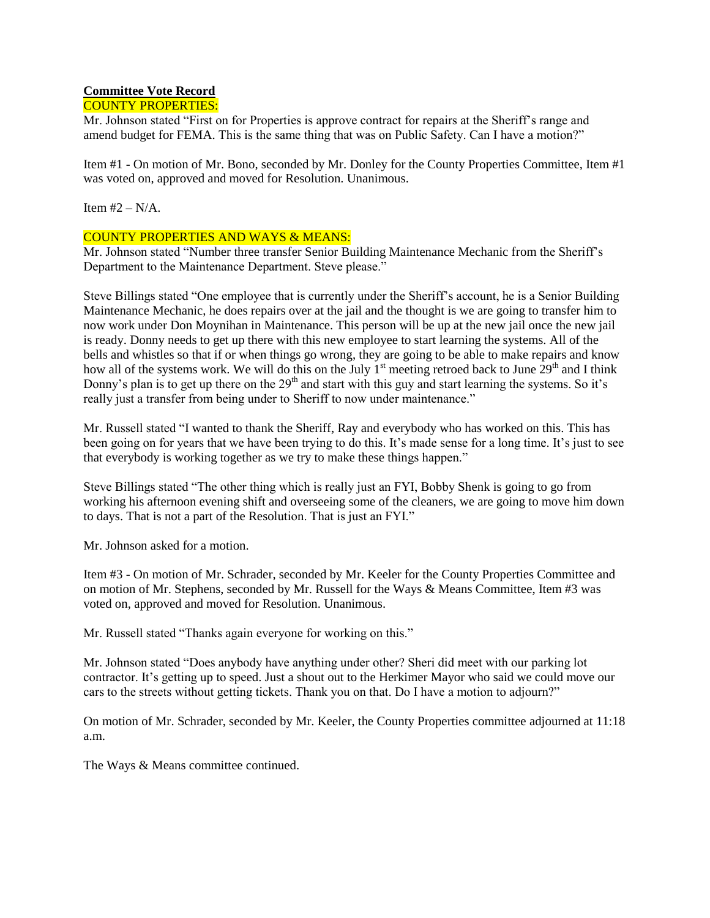**Committee Vote Record**

COUNTY PROPERTIES:

Mr. Johnson stated "First on for Properties is approve contract for repairs at the Sheriff's range and amend budget for FEMA. This is the same thing that was on Public Safety. Can I have a motion?"

Item #1 - On motion of Mr. Bono, seconded by Mr. Donley for the County Properties Committee, Item #1 was voted on, approved and moved for Resolution. Unanimous.

Item #2 – N/A.

COUNTY PROPERTIES AND WAYS & MEANS:

Mr. Johnson stated "Number three transfer Senior Building Maintenance Mechanic from the Sheriff's Department to the Maintenance Department. Steve please."

Steve Billings stated "One employee that is currently under the Sheriff's account, he is a Senior Building Maintenance Mechanic, he does repairs over at the jail and the thought is we are going to transfer him to now work under Don Moynihan in Maintenance. This person will be up at the new jail once the new jail is ready. Donny needs to get up there with this new employee to start learning the systems. All of the bells and whistles so that if or when things go wrong, they are going to be able to make repairs and know how all of the systems work. We will do this on the July 1st meeting retroed back to June 29th and I think Donny's plan is to get up there on the 29th and start with this guy and start learning the systems. So it's really just a transfer from being under to Sheriff to now under maintenance."

Mr. Russell stated "I wanted to thank the Sheriff, Ray and everybody who has worked on this. This has been going on for years that we have been trying to do this. It's made sense for a long time. It's just to see that everybody is working together as we try to make these things happen."

Steve Billings stated "The other thing which is really just an FYI, Bobby Shenk is going to go from working his afternoon evening shift and overseeing some of the cleaners, we are going to move him down to days. That is not a part of the Resolution. That is just an FYI."

Mr. Johnson asked for a motion.

Item #3 - On motion of Mr. Schrader, seconded by Mr. Keeler for the County Properties Committee and on motion of Mr. Stephens, seconded by Mr. Russell for the Ways & Means Committee, Item #3 was voted on, approved and moved for Resolution. Unanimous.

Mr. Russell stated "Thanks again everyone for working on this."

Mr. Johnson stated "Does anybody have anything under other? Sheri did meet with our parking lot contractor. It's getting up to speed. Just a shout out to the Herkimer Mayor who said we could move our cars to the streets without getting tickets. Thank you on that. Do I have a motion to adjourn?"

On motion of Mr. Schrader, seconded by Mr. Keeler, the County Properties committee adjourned at 11:18 a.m.

The Ways & Means committee continued.